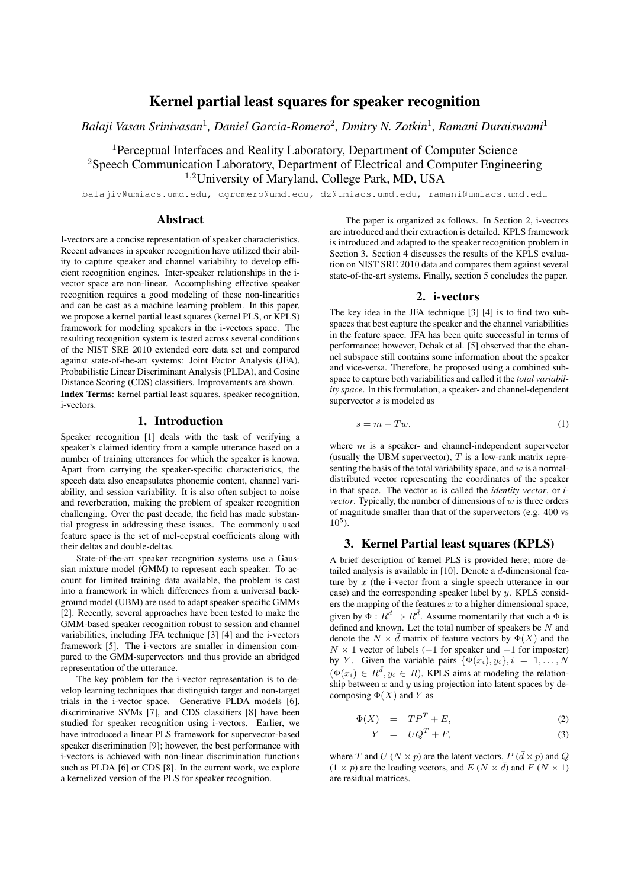# Kernel partial least squares for speaker recognition

*Balaji Vasan Srinivasan[1], Daniel Garcia-Romero[2], Dmitry N. Zotkin[1], Ramani Duraiswami[1]*

[1]Perceptual Interfaces and Reality Laboratory, Department of Computer Science
[2]Speech Communication Laboratory, Department of Electrical and Computer Engineering
[1,2]University of Maryland, College Park, MD, USA

balajiv@umiacs.umd.edu, dgromero@umd.edu, dz@umiacs.umd.edu, ramani@umiacs.umd.edu

## Abstract

I-vectors are a concise representation of speaker characteristics. Recent advances in speaker recognition have utilized their ability to capture speaker and channel variability to develop efficient recognition engines. Inter-speaker relationships in the i-vector space are non-linear. Accomplishing effective speaker recognition requires a good modeling of these non-linearities and can be cast as a machine learning problem. In this paper, we propose a kernel partial least squares (kernel PLS, or KPLS) framework for modeling speakers in the i-vectors space. The resulting recognition system is tested across several conditions of the NIST SRE 2010 extended core data set and compared against state-of-the-art systems: Joint Factor Analysis (JFA), Probabilistic Linear Discriminant Analysis (PLDA), and Cosine Distance Scoring (CDS) classifiers. Improvements are shown.

**Index Terms**: kernel partial least squares, speaker recognition, i-vectors.

## 1. Introduction

Speaker recognition [1] deals with the task of verifying a speaker's claimed identity from a sample utterance based on a number of training utterances for which the speaker is known. Apart from carrying the speaker-specific characteristics, the speech data also encapsulates phonemic content, channel variability, and session variability. It is also often subject to noise and reverberation, making the problem of speaker recognition challenging. Over the past decade, the field has made substantial progress in addressing these issues. The commonly used feature space is the set of mel-cepstral coefficients along with their deltas and double-deltas.

State-of-the-art speaker recognition systems use a Gaussian mixture model (GMM) to represent each speaker. To account for limited training data available, the problem is cast into a framework in which differences from a universal background model (UBM) are used to adapt speaker-specific GMMs [2]. Recently, several approaches have been tested to make the GMM-based speaker recognition robust to session and channel variabilities, including JFA technique [3] [4] and the i-vectors framework [5]. The i-vectors are smaller in dimension compared to the GMM-supervectors and thus provide an abridged representation of the utterance.

The key problem for the i-vector representation is to develop learning techniques that distinguish target and non-target trials in the i-vector space. Generative PLDA models [6], discriminative SVMs [7], and CDS classifiers [8] have been studied for speaker recognition using i-vectors. Earlier, we have introduced a linear PLS framework for supervector-based speaker discrimination [9]; however, the best performance with i-vectors is achieved with non-linear discrimination functions such as PLDA [6] or CDS [8]. In the current work, we explore a kernelized version of the PLS for speaker recognition.

The paper is organized as follows. In Section 2, i-vectors are introduced and their extraction is detailed. KPLS framework is introduced and adapted to the speaker recognition problem in Section 3. Section 4 discusses the results of the KPLS evaluation on NIST SRE 2010 data and compares them against several state-of-the-art systems. Finally, section 5 concludes the paper.

## 2. i-vectors

The key idea in the JFA technique [3] [4] is to find two subspaces that best capture the speaker and the channel variabilities in the feature space. JFA has been quite successful in terms of performance; however, Dehak et al. [5] observed that the channel subspace still contains some information about the speaker and vice-versa. Therefore, he proposed using a combined subspace to capture both variabilities and called it the *total variability space*. In this formulation, a speaker- and channel-dependent supervector $s$ is modeled as

$$s = m + Tw, \tag{1}$$

where $m$ is a speaker- and channel-independent supervector (usually the UBM supervector), $T$ is a low-rank matrix representing the basis of the total variability space, and $w$ is a normal-distributed vector representing the coordinates of the speaker in that space. The vector $w$ is called the *identity vector*, or *i-vector*. Typically, the number of dimensions of $w$ is three orders of magnitude smaller than that of the supervectors (e.g. 400 vs $10^5$).

## 3. Kernel Partial least squares (KPLS)

A brief description of kernel PLS is provided here; more detailed analysis is available in [10]. Denote a $d$-dimensional feature by $x$ (the i-vector from a single speech utterance in our case) and the corresponding speaker label by $y$. KPLS considers the mapping of the features $x$ to a higher dimensional space, given by $\Phi : R^d \Rightarrow R^{\bar{d}}$. Assume momentarily that such a $\Phi$ is defined and known. Let the total number of speakers be $N$ and denote the $N \times \bar{d}$ matrix of feature vectors by $\Phi(X)$ and the $N \times 1$ vector of labels ($+1$ for speaker and $-1$ for imposter) by $Y$. Given the variable pairs $\{\Phi(x_i), y_i\}, i = 1, \ldots, N$ ($\Phi(x_i) \in R^{\bar{d}}, y_i \in R$), KPLS aims at modeling the relationship between $x$ and $y$ using projection into latent spaces by decomposing $\Phi(X)$ and $Y$ as

$$\Phi(X) = TP^T + E, \tag{2}$$

$$Y = UQ^T + F, \tag{3}$$

where $T$ and $U$ ($N \times p$) are the latent vectors, $P$ ($\bar{d} \times p$) and $Q$ ($1 \times p$) are the loading vectors, and $E$ ($N \times \bar{d}$) and $F$ ($N \times 1$) are residual matrices.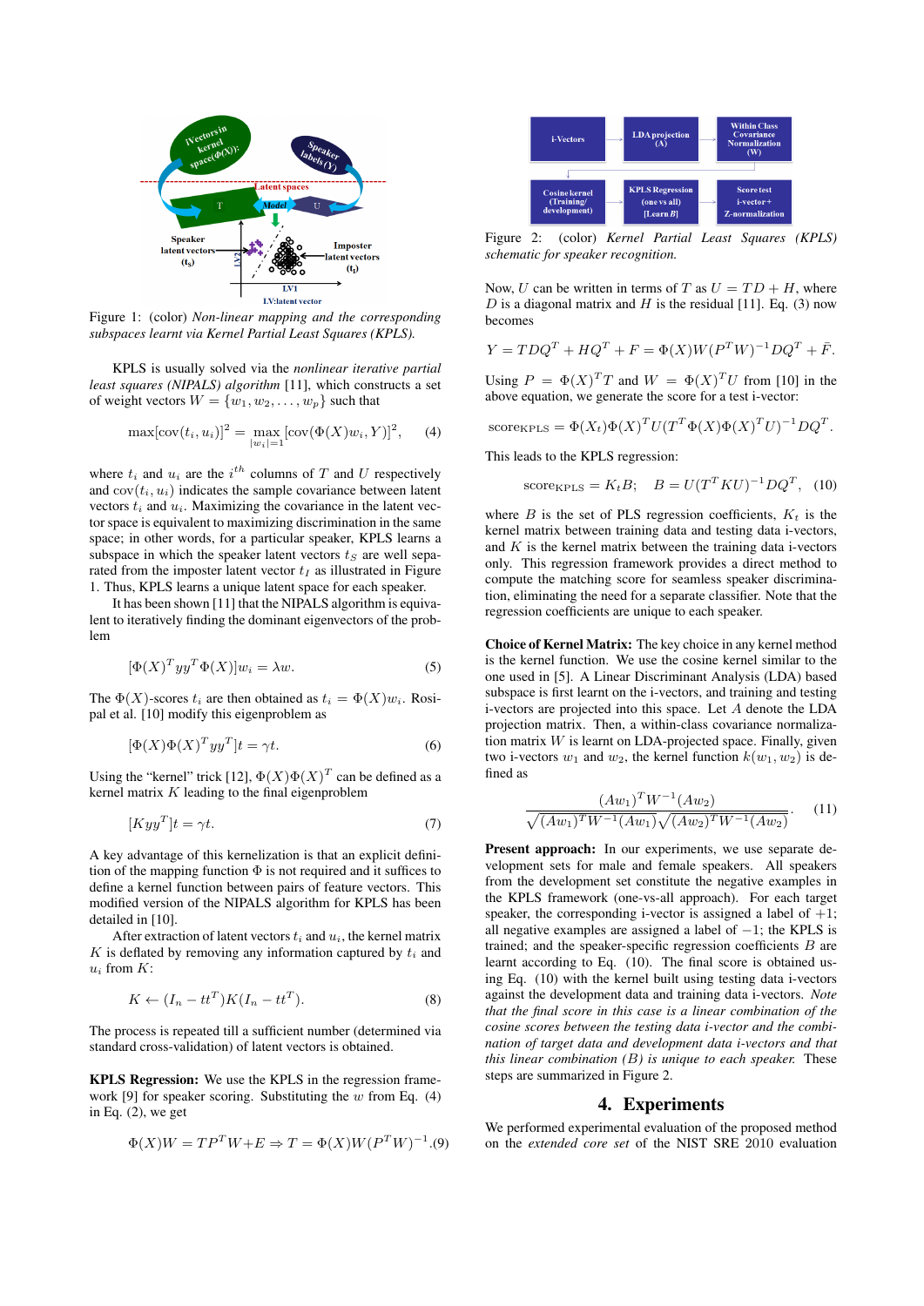Figure 1: (color) *Non-linear mapping and the corresponding subspaces learnt via Kernel Partial Least Squares (KPLS).*

KPLS is usually solved via the *nonlinear iterative partial least squares (NIPALS) algorithm* [11], which constructs a set of weight vectors $W = \{w_1, w_2, \ldots, w_p\}$ such that

$$\max[\text{cov}(t_i, u_i)]^2 = \max_{|w_i|=1} [\text{cov}(\Phi(X)w_i, Y)]^2, \quad (4)$$

where $t_i$ and $u_i$ are the $i^{th}$ columns of $T$ and $U$ respectively and $\text{cov}(t_i, u_i)$ indicates the sample covariance between latent vectors $t_i$ and $u_i$. Maximizing the covariance in the latent vector space is equivalent to maximizing discrimination in the same space; in other words, for a particular speaker, KPLS learns a subspace in which the speaker latent vectors $t_S$ are well separated from the imposter latent vector $t_I$ as illustrated in Figure 1. Thus, KPLS learns a unique latent space for each speaker.

It has been shown [11] that the NIPALS algorithm is equivalent to iteratively finding the dominant eigenvectors of the problem

$$[\Phi(X)^T yy^T \Phi(X)]w_i = \lambda w. \quad (5)$$

The $\Phi(X)$-scores $t_i$ are then obtained as $t_i = \Phi(X)w_i$. Rosipal et al. [10] modify this eigenproblem as

$$[\Phi(X)\Phi(X)^T yy^T]t = \gamma t. \quad (6)$$

Using the "kernel" trick [12], $\Phi(X)\Phi(X)^T$ can be defined as a kernel matrix $K$ leading to the final eigenproblem

$$[Kyy^T]t = \gamma t. \quad (7)$$

A key advantage of this kernelization is that an explicit definition of the mapping function $\Phi$ is not required and it suffices to define a kernel function between pairs of feature vectors. This modified version of the NIPALS algorithm for KPLS has been detailed in [10].

After extraction of latent vectors $t_i$ and $u_i$, the kernel matrix $K$ is deflated by removing any information captured by $t_i$ and $u_i$ from $K$:

$$K \leftarrow (I_n - tt^T)K(I_n - tt^T). \quad (8)$$

The process is repeated till a sufficient number (determined via standard cross-validation) of latent vectors is obtained.

**KPLS Regression:** We use the KPLS in the regression framework [9] for speaker scoring. Substituting the $w$ from Eq. (4) in Eq. (2), we get

$$\Phi(X)W = TP^T W + E \Rightarrow T = \Phi(X)W(P^T W)^{-1}. (9)$$

Figure 2: (color) *Kernel Partial Least Squares (KPLS) schematic for speaker recognition.*

Now, $U$ can be written in terms of $T$ as $U = TD + H$, where $D$ is a diagonal matrix and $H$ is the residual [11]. Eq. (3) now becomes

$$Y = TDQ^T + HQ^T + F = \Phi(X)W(P^T W)^{-1}DQ^T + \bar{F}.$$

Using $P = \Phi(X)^T T$ and $W = \Phi(X)^T U$ from [10] in the above equation, we generate the score for a test i-vector:

$$\text{score}_{\text{KPLS}} = \Phi(X_t)\Phi(X)^T U(T^T \Phi(X)\Phi(X)^T U)^{-1} DQ^T.$$

This leads to the KPLS regression:

$$\text{score}_{\text{KPLS}} = K_t B; \quad B = U(T^T KU)^{-1}DQ^T, \quad (10)$$

where $B$ is the set of PLS regression coefficients, $K_t$ is the kernel matrix between training data and testing data i-vectors, and $K$ is the kernel matrix between the training data i-vectors only. This regression framework provides a direct method to compute the matching score for seamless speaker discrimination, eliminating the need for a separate classifier. Note that the regression coefficients are unique to each speaker.

**Choice of Kernel Matrix:** The key choice in any kernel method is the kernel function. We use the cosine kernel similar to the one used in [5]. A Linear Discriminant Analysis (LDA) based subspace is first learnt on the i-vectors, and training and testing i-vectors are projected into this space. Let $A$ denote the LDA projection matrix. Then, a within-class covariance normalization matrix $W$ is learnt on LDA-projected space. Finally, given two i-vectors $w_1$ and $w_2$, the kernel function $k(w_1, w_2)$ is defined as

$$\frac{(Aw_1)^T W^{-1}(Aw_2)}{\sqrt{(Aw_1)^T W^{-1}(Aw_1)}\sqrt{(Aw_2)^T W^{-1}(Aw_2)}}. \quad (11)$$

**Present approach:** In our experiments, we use separate development sets for male and female speakers. All speakers from the development set constitute the negative examples in the KPLS framework (one-vs-all approach). For each target speaker, the corresponding i-vector is assigned a label of $+1$; all negative examples are assigned a label of $-1$; the KPLS is trained; and the speaker-specific regression coefficients $B$ are learnt according to Eq. (10). The final score is obtained using Eq. (10) with the kernel built using testing data i-vectors against the development data and training data i-vectors. *Note that the final score in this case is a linear combination of the cosine scores between the testing data i-vector and the combination of target data and development data i-vectors and that this linear combination (B) is unique to each speaker.* These steps are summarized in Figure 2.

## 4. Experiments

We performed experimental evaluation of the proposed method on the *extended core set* of the NIST SRE 2010 evaluation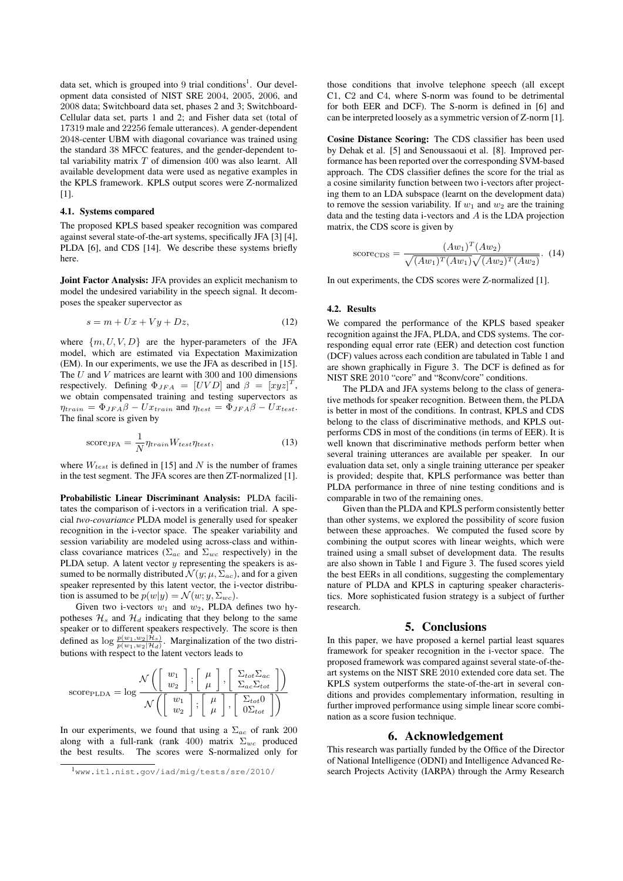data set, which is grouped into 9 trial conditions[1]. Our development data consisted of NIST SRE 2004, 2005, 2006, and 2008 data; Switchboard data set, phases 2 and 3; Switchboard-Cellular data set, parts 1 and 2; and Fisher data set (total of 17319 male and 22256 female utterances). A gender-dependent 2048-center UBM with diagonal covariance was trained using the standard 38 MFCC features, and the gender-dependent total variability matrix $T$ of dimension 400 was also learnt. All available development data were used as negative examples in the KPLS framework. KPLS output scores were Z-normalized [1].

### 4.1. Systems compared

The proposed KPLS based speaker recognition was compared against several state-of-the-art systems, specifically JFA [3] [4], PLDA [6], and CDS [14]. We describe these systems briefly here.

**Joint Factor Analysis:** JFA provides an explicit mechanism to model the undesired variability in the speech signal. It decomposes the speaker supervector as

$$s = m + Ux + Vy + Dz, \tag{12}$$

where $\{m, U, V, D\}$ are the hyper-parameters of the JFA model, which are estimated via Expectation Maximization (EM). In our experiments, we use the JFA as described in [15]. The $U$ and $V$ matrices are learnt with 300 and 100 dimensions respectively. Defining $\Phi_{JFA} = [UVD]$ and $\beta = [xyz]^T$, we obtain compensated training and testing supervectors as $\eta_{train} = \Phi_{JFA}\beta - Ux_{train}$ and $\eta_{test} = \Phi_{JFA}\beta - Ux_{test}$. The final score is given by

$$\text{score}_{\text{JFA}} = \frac{1}{N}\eta_{train}W_{test}\eta_{test}, \tag{13}$$

where $W_{test}$ is defined in [15] and $N$ is the number of frames in the test segment. The JFA scores are then ZT-normalized [1].

**Probabilistic Linear Discriminant Analysis:** PLDA facilitates the comparison of i-vectors in a verification trial. A special *two-covariance* PLDA model is generally used for speaker recognition in the i-vector space. The speaker variability and session variability are modeled using across-class and within-class covariance matrices ($\Sigma_{ac}$ and $\Sigma_{wc}$ respectively) in the PLDA setup. A latent vector $y$ representing the speakers is assumed to be normally distributed $\mathcal{N}(y; \mu, \Sigma_{ac})$, and for a given speaker represented by this latent vector, the i-vector distribution is assumed to be $p(w|y) = \mathcal{N}(w; y, \Sigma_{wc})$.

Given two i-vectors $w_1$ and $w_2$, PLDA defines two hypotheses $\mathcal{H}_s$ and $\mathcal{H}_d$ indicating that they belong to the same speaker or to different speakers respectively. The score is then defined as $\log \frac{p(w_1, w_2|\mathcal{H}_s)}{p(w_1, w_2|\mathcal{H}_d)}$. Marginalization of the two distributions with respect to the latent vectors leads to

$$\text{score}_{\text{PLDA}} = \log \frac{\mathcal{N}\left(\begin{bmatrix} w_1 \\ w_2 \end{bmatrix}; \begin{bmatrix} \mu \\ \mu \end{bmatrix}, \begin{bmatrix} \Sigma_{tot}\Sigma_{ac} \\ \Sigma_{ac}\Sigma_{tot} \end{bmatrix}\right)}{\mathcal{N}\left(\begin{bmatrix} w_1 \\ w_2 \end{bmatrix}; \begin{bmatrix} \mu \\ \mu \end{bmatrix}, \begin{bmatrix} \Sigma_{tot}0 \\ 0\Sigma_{tot} \end{bmatrix}\right)}$$

In our experiments, we found that using a $\Sigma_{ac}$ of rank 200 along with a full-rank (rank 400) matrix $\Sigma_{wc}$ produced the best results. The scores were S-normalized only for those conditions that involve telephone speech (all except C1, C2 and C4, where S-norm was found to be detrimental for both EER and DCF). The S-norm is defined in [6] and can be interpreted loosely as a symmetric version of Z-norm [1].

**Cosine Distance Scoring:** The CDS classifier has been used by Dehak et al. [5] and Senoussaoui et al. [8]. Improved performance has been reported over the corresponding SVM-based approach. The CDS classifier defines the score for the trial as a cosine similarity function between two i-vectors after projecting them to an LDA subspace (learnt on the development data) to remove the session variability. If $w_1$ and $w_2$ are the training data and the testing data i-vectors and $A$ is the LDA projection matrix, the CDS score is given by

$$\text{score}_{\text{CDS}} = \frac{(Aw_1)^T(Aw_2)}{\sqrt{(Aw_1)^T(Aw_1)}\sqrt{(Aw_2)^T(Aw_2)}}. \tag{14}$$

In out experiments, the CDS scores were Z-normalized [1].

### 4.2. Results

We compared the performance of the KPLS based speaker recognition against the JFA, PLDA, and CDS systems. The corresponding equal error rate (EER) and detection cost function (DCF) values across each condition are tabulated in Table 1 and are shown graphically in Figure 3. The DCF is defined as for NIST SRE 2010 "core" and "8conv/core" conditions.

The PLDA and JFA systems belong to the class of generative methods for speaker recognition. Between them, the PLDA is better in most of the conditions. In contrast, KPLS and CDS belong to the class of discriminative methods, and KPLS outperforms CDS in most of the conditions (in terms of EER). It is well known that discriminative methods perform better when several training utterances are available per speaker. In our evaluation data set, only a single training utterance per speaker is provided; despite that, KPLS performance was better than PLDA performance in three of nine testing conditions and is comparable in two of the remaining ones.

Given than the PLDA and KPLS perform consistently better than other systems, we explored the possibility of score fusion between these approaches. We computed the fused score by combining the output scores with linear weights, which were trained using a small subset of development data. The results are also shown in Table 1 and Figure 3. The fused scores yield the best EERs in all conditions, suggesting the complementary nature of PLDA and KPLS in capturing speaker characteristics. More sophisticated fusion strategy is a subject of further research.

## 5. Conclusions

In this paper, we have proposed a kernel partial least squares framework for speaker recognition in the i-vector space. The proposed framework was compared against several state-of-the-art systems on the NIST SRE 2010 extended core data set. The KPLS system outperforms the state-of-the-art in several conditions and provides complementary information, resulting in further improved performance using simple linear score combination as a score fusion technique.

## 6. Acknowledgement

This research was partially funded by the Office of the Director of National Intelligence (ODNI) and Intelligence Advanced Research Projects Activity (IARPA) through the Army Research

[1] www.itl.nist.gov/iad/mig/tests/sre/2010/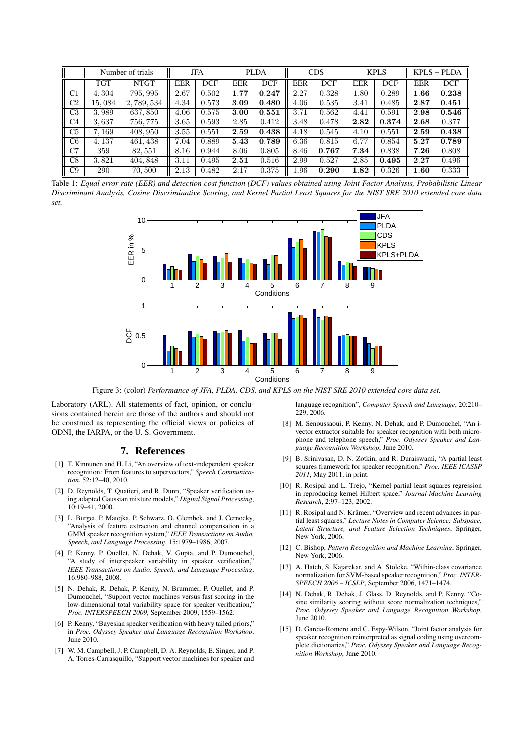| | Number of trials | | JFA | | PLDA | | CDS | | KPLS | | KPLS + PLDA | |
|---|---|---|---|---|---|---|---|---|---|---|---|---|
| | TGT | NTGT | EER | DCF | EER | DCF | EER | DCF | EER | DCF | EER | DCF |
| C1 | 4,304 | 795,995 | 2.67 | 0.502 | **1.77** | **0.247** | 2.27 | 0.328 | 1.80 | 0.289 | **1.66** | **0.238** |
| C2 | 15,084 | 2,789,534 | 4.34 | 0.573 | **3.09** | **0.480** | 4.06 | 0.535 | 3.41 | 0.485 | **2.87** | **0.451** |
| C3 | 3,989 | 637,850 | 4.06 | 0.575 | **3.00** | **0.551** | 3.71 | 0.562 | 4.41 | 0.591 | **2.98** | **0.546** |
| C4 | 3,637 | 756,775 | 3.65 | 0.593 | 2.85 | 0.412 | 3.48 | 0.478 | **2.82** | **0.374** | **2.68** | 0.377 |
| C5 | 7,169 | 408,950 | 3.55 | 0.551 | **2.59** | **0.438** | 4.18 | 0.545 | 4.10 | 0.551 | **2.59** | **0.438** |
| C6 | 4,137 | 461,438 | 7.04 | 0.889 | **5.43** | **0.789** | 6.36 | 0.815 | 6.77 | 0.854 | **5.27** | **0.789** |
| C7 | 359 | 82,551 | 8.16 | 0.944 | 8.06 | 0.805 | 8.46 | **0.767** | **7.34** | 0.838 | **7.26** | 0.808 |
| C8 | 3,821 | 404,848 | 3.11 | 0.495 | **2.51** | 0.516 | 2.99 | 0.527 | 2.85 | **0.495** | **2.27** | 0.496 |
| C9 | 290 | 70,500 | 2.13 | 0.482 | 2.17 | 0.375 | 1.96 | **0.290** | **1.82** | 0.326 | **1.60** | 0.333 |

Table 1: *Equal error rate (EER) and detection cost function (DCF) values obtained using Joint Factor Analysis, Probabilistic Linear Discriminant Analysis, Cosine Discriminative Scoring, and Kernel Partial Least Squares for the NIST SRE 2010 extended core data set.*

EER in %
10
5
0
1 2 3 4 5 6 7 8 9
Conditions
JFA
PLDA
CDS
KPLS
KPLS+PLDA

DCF
1
0.5
0
1 2 3 4 5 6 7 8 9
Conditions

Figure 3: (color) *Performance of JFA, PLDA, CDS, and KPLS on the NIST SRE 2010 extended core data set.*

Laboratory (ARL). All statements of fact, opinion, or conclusions contained herein are those of the authors and should not be construed as representing the official views or policies of ODNI, the IARPA, or the U. S. Government.

## 7. References

[1] T. Kinnunen and H. Li, "An overview of text-independent speaker recognition: From features to supervectors," *Speech Communication*, 52:12–40, 2010.

[2] D. Reynolds, T. Quatieri, and R. Dunn, "Speaker verification using adapted Gaussian mixture models," *Digital Signal Processing*, 10:19–41, 2000.

[3] L. Burget, P. Matejka, P. Schwarz, O. Glembek, and J. Cernocky, "Analysis of feature extraction and channel compensation in a GMM speaker recognition system," *IEEE Transactions on Audio, Speech, and Language Processing*, 15:1979–1986, 2007.

[4] P. Kenny, P. Ouellet, N. Dehak, V. Gupta, and P. Dumouchel, "A study of interspeaker variability in speaker verification," *IEEE Transactions on Audio, Speech, and Language Processing*, 16:980–988, 2008.

[5] N. Dehak, R. Dehak, P. Kenny, N. Brummer, P. Ouellet, and P. Dumouchel, "Support vector machines versus fast scoring in the low-dimensional total variability space for speaker verification," *Proc. INTERSPEECH 2009*, September 2009, 1559–1562.

[6] P. Kenny, "Bayesian speaker verification with heavy tailed priors," in *Proc. Odyssey Speaker and Language Recognition Workshop*, June 2010.

[7] W. M. Campbell, J. P. Campbell, D. A. Reynolds, E. Singer, and P. A. Torres-Carrasquillo, "Support vector machines for speaker and language recognition", *Computer Speech and Language*, 20:210–229, 2006.

[8] M. Senoussaoui, P. Kenny, N. Dehak, and P. Dumouchel, "An i-vector extractor suitable for speaker recognition with both microphone and telephone speech," *Proc. Odyssey Speaker and Language Recognition Workshop*, June 2010.

[9] B. Srinivasan, D. N. Zotkin, and R. Duraiswami, "A partial least squares framework for speaker recognition," *Proc. IEEE ICASSP 2011*, May 2011, in print.

[10] R. Rosipal and L. Trejo, "Kernel partial least squares regression in reproducing kernel Hilbert space," *Journal Machine Learning Research*, 2:97–123, 2002.

[11] R. Rosipal and N. Krämer, "Overview and recent advances in partial least squares," *Lecture Notes in Computer Science: Subspace, Latent Structure, and Feature Selection Techniques*, Springer, New York, 2006.

[12] C. Bishop, *Pattern Recognition and Machine Learning*, Springer, New York, 2006.

[13] A. Hatch, S. Kajarekar, and A. Stolcke, "Within-class covariance normalization for SVM-based speaker recognition," *Proc. INTERSPEECH 2006 – ICSLP*, September 2006, 1471–1474.

[14] N. Dehak, R. Dehak, J. Glass, D. Reynolds, and P. Kenny, "Cosine similarity scoring without score normalization techniques," *Proc. Odyssey Speaker and Language Recognition Workshop*, June 2010.

[15] D. Garcia-Romero and C. Espy-Wilson, "Joint factor analysis for speaker recognition reinterpreted as signal coding using overcomplete dictionaries," *Proc. Odyssey Speaker and Language Recognition Workshop*, June 2010.